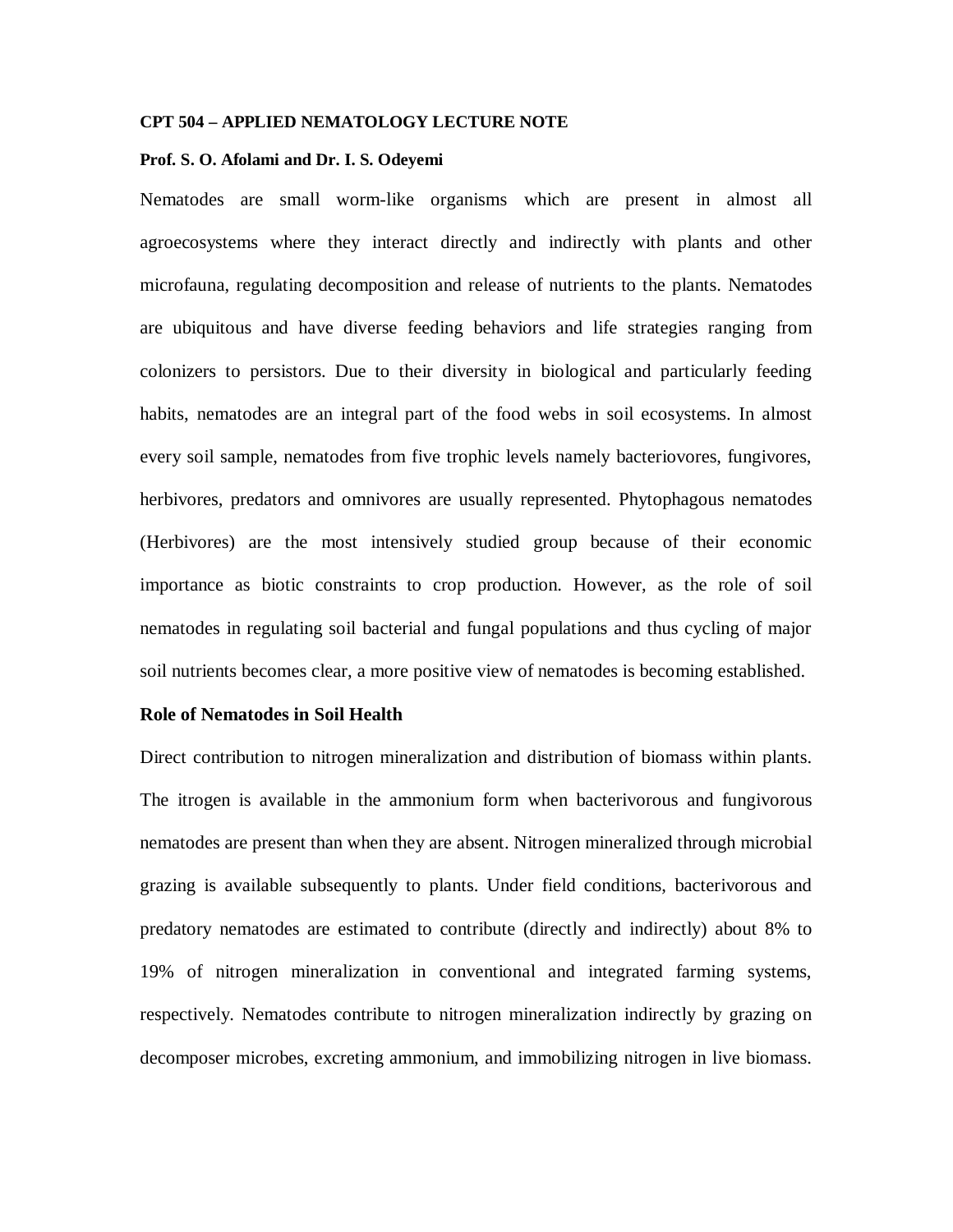**CPT 504 – APPLIED NEMATOLOGY LECTURE NOTE**

**Prof. S. O. Afolami and Dr. I. S. Odeyemi**

Nematodes are small worm-like organisms which are present in almost all agroecosystems where they interact directly and indirectly with plants and other microfauna, regulating decomposition and release of nutrients to the plants. Nematodes are ubiquitous and have diverse feeding behaviors and life strategies ranging from colonizers to persistors. Due to their diversity in biological and particularly feeding habits, nematodes are an integral part of the food webs in soil ecosystems. In almost every soil sample, nematodes from five trophic levels namely bacteriovores, fungivores, herbivores, predators and omnivores are usually represented. Phytophagous nematodes (Herbivores) are the most intensively studied group because of their economic importance as biotic constraints to crop production. However, as the role of soil nematodes in regulating soil bacterial and fungal populations and thus cycling of major soil nutrients becomes clear, a more positive view of nematodes is becoming established.

**Role of Nematodes in Soil Health**

Direct contribution to nitrogen mineralization and distribution of biomass within plants. The itrogen is available in the ammonium form when bacterivorous and fungivorous nematodes are present than when they are absent. Nitrogen mineralized through microbial grazing is available subsequently to plants. Under field conditions, bacterivorous and predatory nematodes are estimated to contribute (directly and indirectly) about 8% to 19% of nitrogen mineralization in conventional and integrated farming systems, respectively. Nematodes contribute to nitrogen mineralization indirectly by grazing on decomposer microbes, excreting ammonium, and immobilizing nitrogen in live biomass.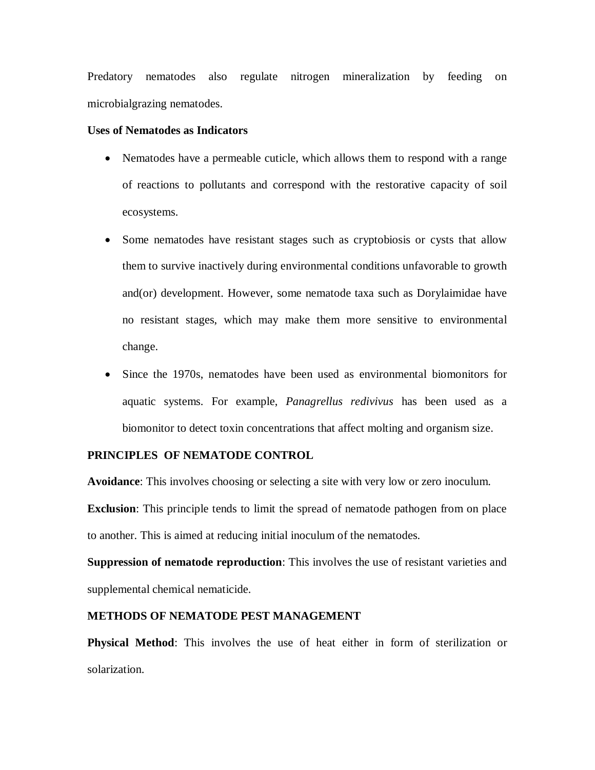Predatory nematodes also regulate nitrogen mineralization by feeding on microbialgrazing nematodes.

**Uses of Nematodes as Indicators**

- Nematodes have a permeable cuticle, which allows them to respond with a range of reactions to pollutants and correspond with the restorative capacity of soil ecosystems.
- Some nematodes have resistant stages such as cryptobiosis or cysts that allow them to survive inactively during environmental conditions unfavorable to growth and(or) development. However, some nematode taxa such as Dorylaimidae have no resistant stages, which may make them more sensitive to environmental change.
- Since the 1970s, nematodes have been used as environmental biomonitors for aquatic systems. For example, *Panagrellus redivivus* has been used as a biomonitor to detect toxin concentrations that affect molting and organism size.

**PRINCIPLES OF NEMATODE CONTROL**

**Avoidance**: This involves choosing or selecting a site with very low or zero inoculum.

**Exclusion**: This principle tends to limit the spread of nematode pathogen from on place to another. This is aimed at reducing initial inoculum of the nematodes.

**Suppression of nematode reproduction**: This involves the use of resistant varieties and supplemental chemical nematicide.

**METHODS OF NEMATODE PEST MANAGEMENT**

**Physical Method**: This involves the use of heat either in form of sterilization or solarization.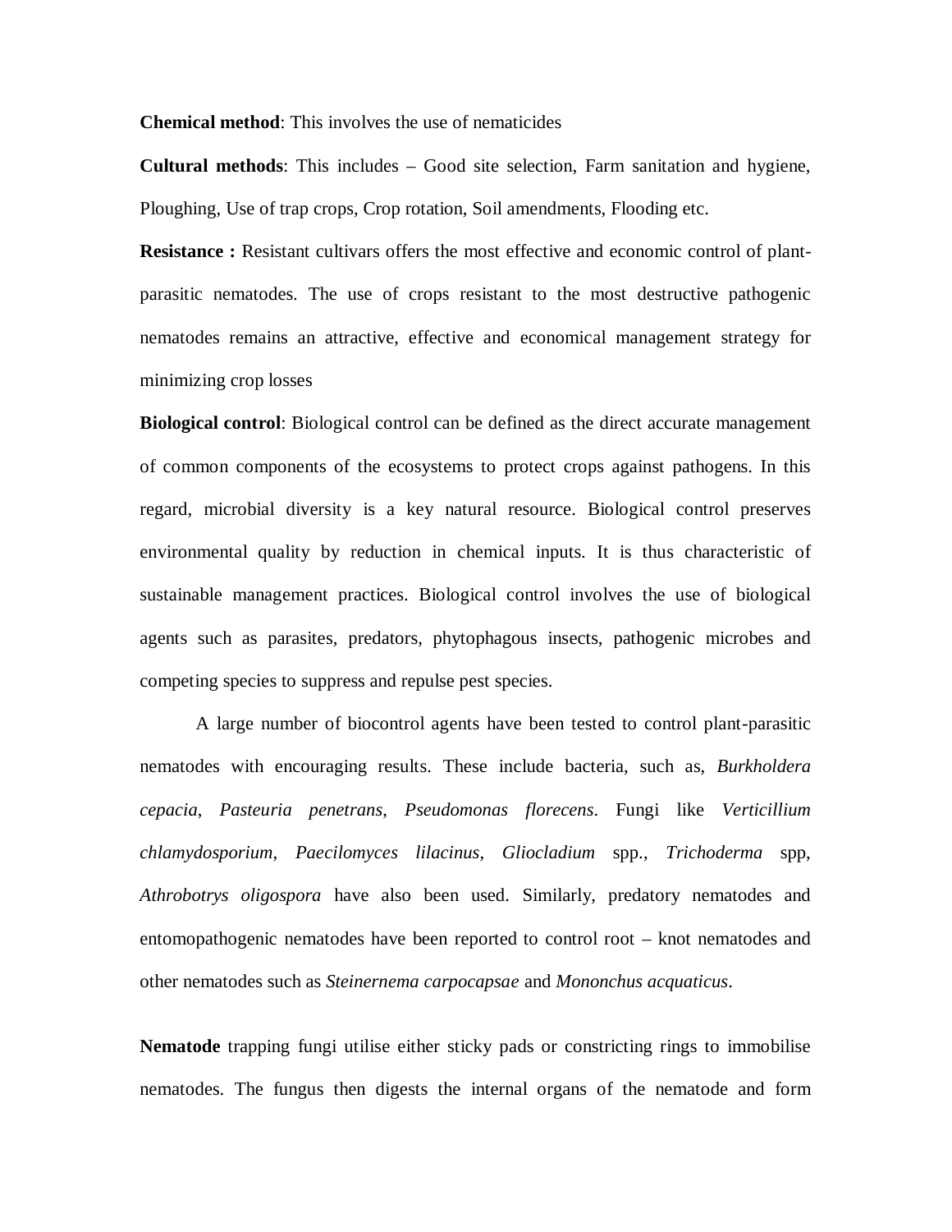**Chemical method**: This involves the use of nematicides

**Cultural methods**: This includes – Good site selection, Farm sanitation and hygiene, Ploughing, Use of trap crops, Crop rotation, Soil amendments, Flooding etc.

**Resistance :** Resistant cultivars offers the most effective and economic control of plant-parasitic nematodes. The use of crops resistant to the most destructive pathogenic nematodes remains an attractive, effective and economical management strategy for minimizing crop losses

**Biological control**: Biological control can be defined as the direct accurate management of common components of the ecosystems to protect crops against pathogens. In this regard, microbial diversity is a key natural resource. Biological control preserves environmental quality by reduction in chemical inputs. It is thus characteristic of sustainable management practices. Biological control involves the use of biological agents such as parasites, predators, phytophagous insects, pathogenic microbes and competing species to suppress and repulse pest species.

A large number of biocontrol agents have been tested to control plant-parasitic nematodes with encouraging results. These include bacteria, such as, *Burkholdera cepacia*, *Pasteuria penetrans*, *Pseudomonas florecens*. Fungi like *Verticillium chlamydosporium*, *Paecilomyces lilacinus*, *Gliocladium* spp., *Trichoderma* spp, *Athrobotrys oligospora* have also been used. Similarly, predatory nematodes and entomopathogenic nematodes have been reported to control root – knot nematodes and other nematodes such as *Steinernema carpocapsae* and *Mononchus acquaticus*.

**Nematode** trapping fungi utilise either sticky pads or constricting rings to immobilise nematodes. The fungus then digests the internal organs of the nematode and form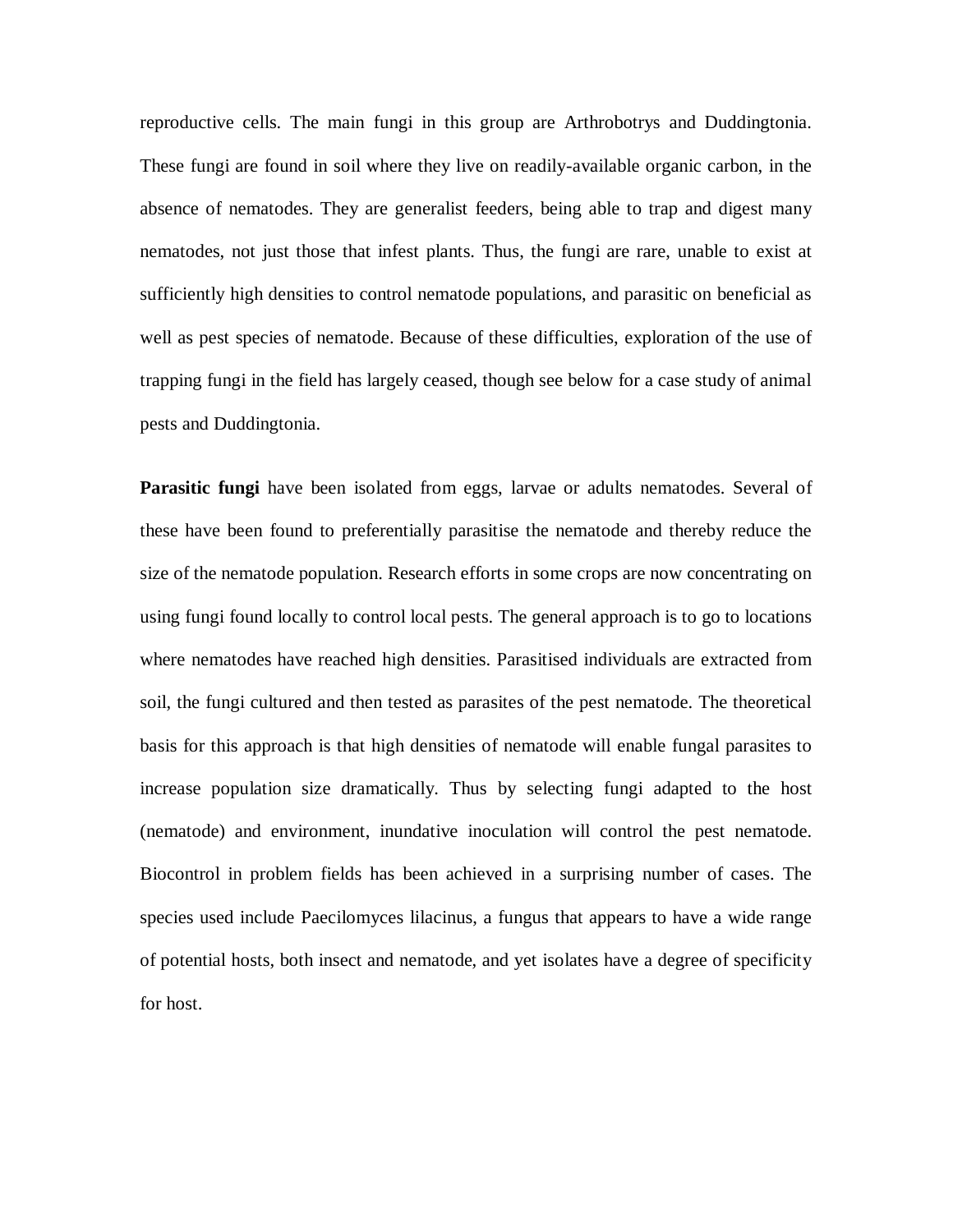reproductive cells. The main fungi in this group are Arthrobotrys and Duddingtonia. These fungi are found in soil where they live on readily-available organic carbon, in the absence of nematodes. They are generalist feeders, being able to trap and digest many nematodes, not just those that infest plants. Thus, the fungi are rare, unable to exist at sufficiently high densities to control nematode populations, and parasitic on beneficial as well as pest species of nematode. Because of these difficulties, exploration of the use of trapping fungi in the field has largely ceased, though see below for a case study of animal pests and Duddingtonia.

**Parasitic fungi** have been isolated from eggs, larvae or adults nematodes. Several of these have been found to preferentially parasitise the nematode and thereby reduce the size of the nematode population. Research efforts in some crops are now concentrating on using fungi found locally to control local pests. The general approach is to go to locations where nematodes have reached high densities. Parasitised individuals are extracted from soil, the fungi cultured and then tested as parasites of the pest nematode. The theoretical basis for this approach is that high densities of nematode will enable fungal parasites to increase population size dramatically. Thus by selecting fungi adapted to the host (nematode) and environment, inundative inoculation will control the pest nematode. Biocontrol in problem fields has been achieved in a surprising number of cases. The species used include Paecilomyces lilacinus, a fungus that appears to have a wide range of potential hosts, both insect and nematode, and yet isolates have a degree of specificity for host.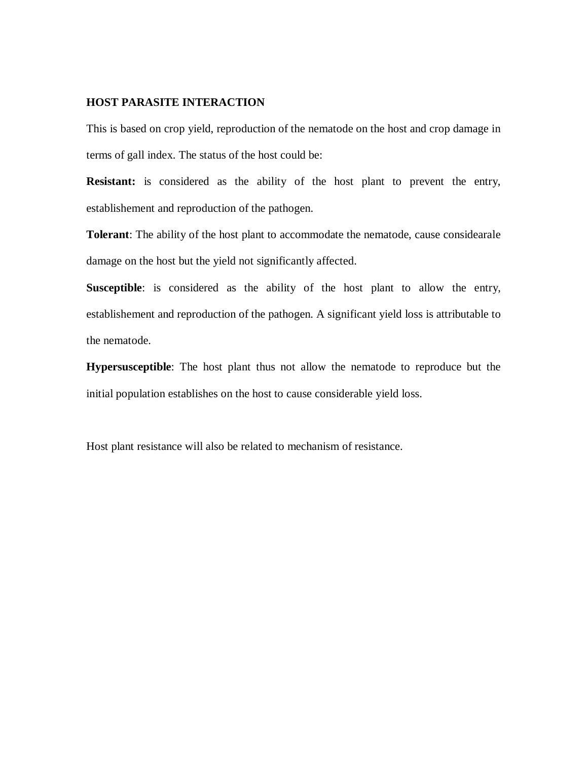**HOST PARASITE INTERACTION**

This is based on crop yield, reproduction of the nematode on the host and crop damage in terms of gall index. The status of the host could be:

**Resistant:** is considered as the ability of the host plant to prevent the entry, establishement and reproduction of the pathogen.

**Tolerant**: The ability of the host plant to accommodate the nematode, cause considearale damage on the host but the yield not significantly affected.

**Susceptible**: is considered as the ability of the host plant to allow the entry, establishement and reproduction of the pathogen. A significant yield loss is attributable to the nematode.

**Hypersusceptible**: The host plant thus not allow the nematode to reproduce but the initial population establishes on the host to cause considerable yield loss.

Host plant resistance will also be related to mechanism of resistance.